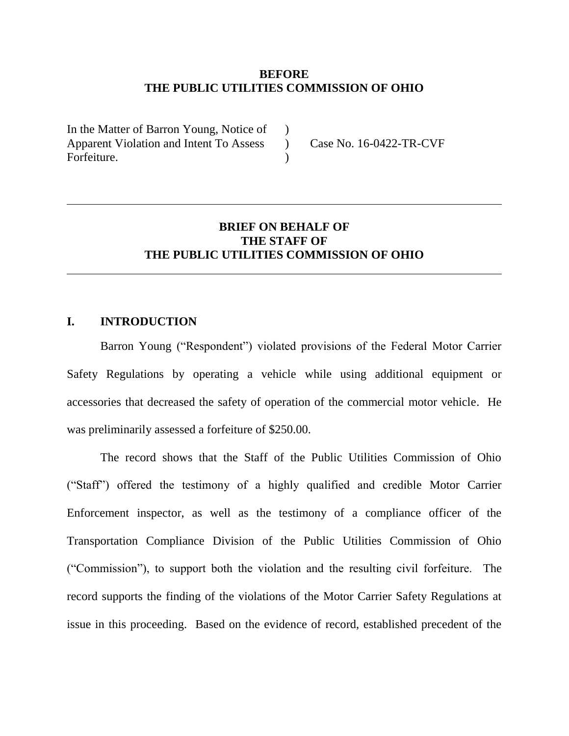**BEFORE**
**THE PUBLIC UTILITIES COMMISSION OF OHIO**

| | | |
|---|---|---|
| In the Matter of Barron Young, Notice of Apparent Violation and Intent To Assess Forfeiture. | ) ) ) | Case No. 16-0422-TR-CVF |

---

**BRIEF ON BEHALF OF**
**THE STAFF OF**
**THE PUBLIC UTILITIES COMMISSION OF OHIO**

---

## I. INTRODUCTION

Barron Young ("Respondent") violated provisions of the Federal Motor Carrier Safety Regulations by operating a vehicle while using additional equipment or accessories that decreased the safety of operation of the commercial motor vehicle. He was preliminarily assessed a forfeiture of $250.00.

The record shows that the Staff of the Public Utilities Commission of Ohio ("Staff") offered the testimony of a highly qualified and credible Motor Carrier Enforcement inspector, as well as the testimony of a compliance officer of the Transportation Compliance Division of the Public Utilities Commission of Ohio ("Commission"), to support both the violation and the resulting civil forfeiture. The record supports the finding of the violations of the Motor Carrier Safety Regulations at issue in this proceeding. Based on the evidence of record, established precedent of the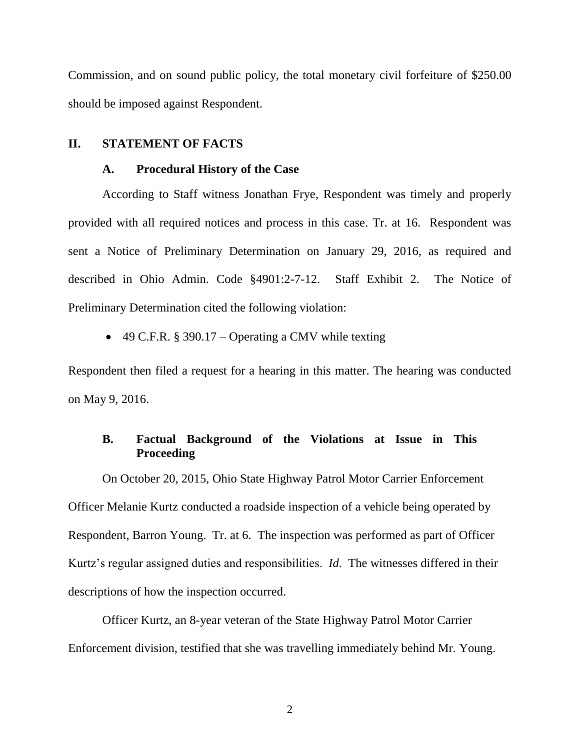Commission, and on sound public policy, the total monetary civil forfeiture of $250.00 should be imposed against Respondent.

## II. STATEMENT OF FACTS

### A. Procedural History of the Case

According to Staff witness Jonathan Frye, Respondent was timely and properly provided with all required notices and process in this case. Tr. at 16. Respondent was sent a Notice of Preliminary Determination on January 29, 2016, as required and described in Ohio Admin. Code §4901:2-7-12. Staff Exhibit 2. The Notice of Preliminary Determination cited the following violation:

- 49 C.F.R. § 390.17 – Operating a CMV while texting

Respondent then filed a request for a hearing in this matter. The hearing was conducted on May 9, 2016.

### B. Factual Background of the Violations at Issue in This Proceeding

On October 20, 2015, Ohio State Highway Patrol Motor Carrier Enforcement Officer Melanie Kurtz conducted a roadside inspection of a vehicle being operated by Respondent, Barron Young. Tr. at 6. The inspection was performed as part of Officer Kurtz's regular assigned duties and responsibilities. *Id*. The witnesses differed in their descriptions of how the inspection occurred.

Officer Kurtz, an 8-year veteran of the State Highway Patrol Motor Carrier Enforcement division, testified that she was travelling immediately behind Mr. Young.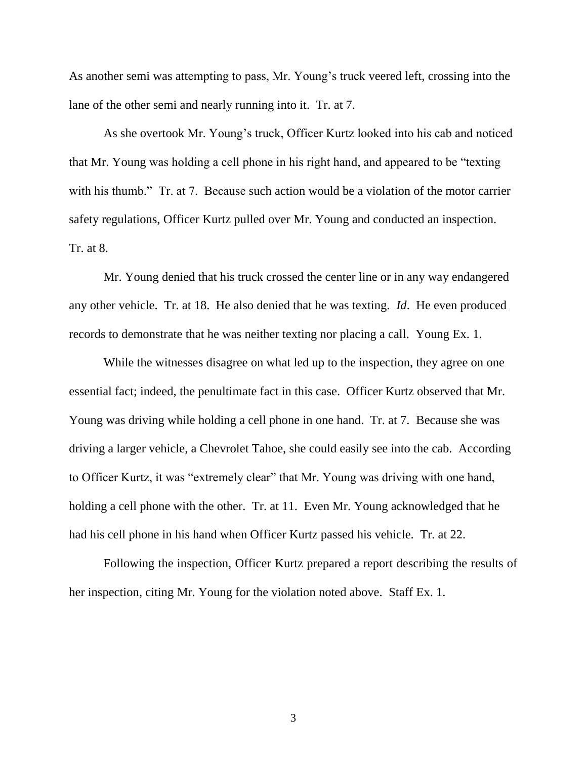As another semi was attempting to pass, Mr. Young's truck veered left, crossing into the lane of the other semi and nearly running into it. Tr. at 7.

As she overtook Mr. Young's truck, Officer Kurtz looked into his cab and noticed that Mr. Young was holding a cell phone in his right hand, and appeared to be "texting with his thumb." Tr. at 7. Because such action would be a violation of the motor carrier safety regulations, Officer Kurtz pulled over Mr. Young and conducted an inspection. Tr. at 8.

Mr. Young denied that his truck crossed the center line or in any way endangered any other vehicle. Tr. at 18. He also denied that he was texting. *Id*. He even produced records to demonstrate that he was neither texting nor placing a call. Young Ex. 1.

While the witnesses disagree on what led up to the inspection, they agree on one essential fact; indeed, the penultimate fact in this case. Officer Kurtz observed that Mr. Young was driving while holding a cell phone in one hand. Tr. at 7. Because she was driving a larger vehicle, a Chevrolet Tahoe, she could easily see into the cab. According to Officer Kurtz, it was "extremely clear" that Mr. Young was driving with one hand, holding a cell phone with the other. Tr. at 11. Even Mr. Young acknowledged that he had his cell phone in his hand when Officer Kurtz passed his vehicle. Tr. at 22.

Following the inspection, Officer Kurtz prepared a report describing the results of her inspection, citing Mr. Young for the violation noted above. Staff Ex. 1.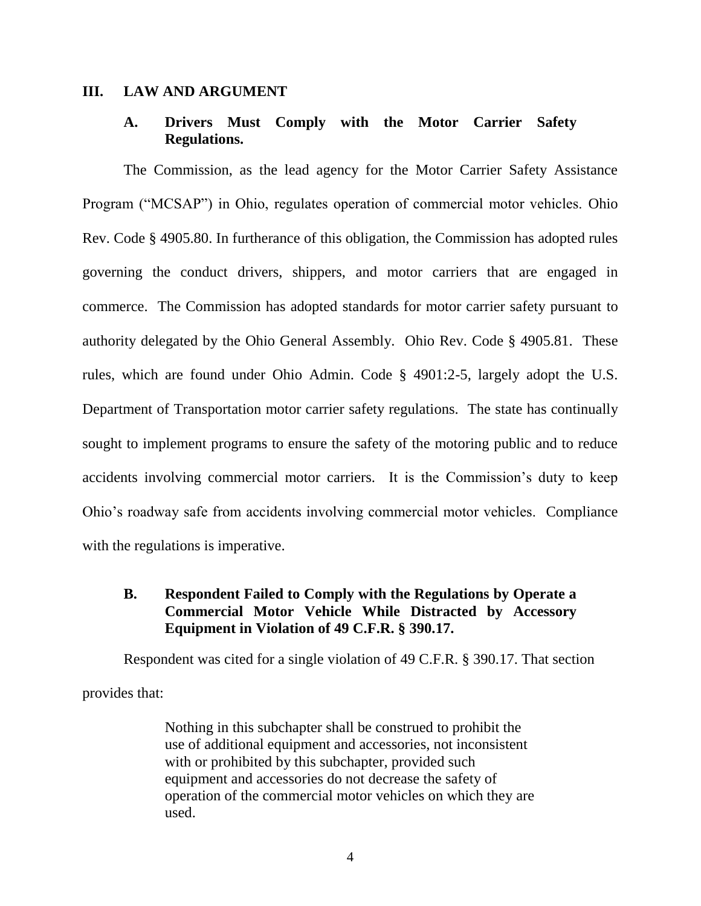## III. LAW AND ARGUMENT

### A. Drivers Must Comply with the Motor Carrier Safety Regulations.

The Commission, as the lead agency for the Motor Carrier Safety Assistance Program ("MCSAP") in Ohio, regulates operation of commercial motor vehicles. Ohio Rev. Code § 4905.80. In furtherance of this obligation, the Commission has adopted rules governing the conduct drivers, shippers, and motor carriers that are engaged in commerce. The Commission has adopted standards for motor carrier safety pursuant to authority delegated by the Ohio General Assembly. Ohio Rev. Code § 4905.81. These rules, which are found under Ohio Admin. Code § 4901:2-5, largely adopt the U.S. Department of Transportation motor carrier safety regulations. The state has continually sought to implement programs to ensure the safety of the motoring public and to reduce accidents involving commercial motor carriers. It is the Commission's duty to keep Ohio's roadway safe from accidents involving commercial motor vehicles. Compliance with the regulations is imperative.

### B. Respondent Failed to Comply with the Regulations by Operate a Commercial Motor Vehicle While Distracted by Accessory Equipment in Violation of 49 C.F.R. § 390.17.

Respondent was cited for a single violation of 49 C.F.R. § 390.17. That section provides that:

> Nothing in this subchapter shall be construed to prohibit the use of additional equipment and accessories, not inconsistent with or prohibited by this subchapter, provided such equipment and accessories do not decrease the safety of operation of the commercial motor vehicles on which they are used.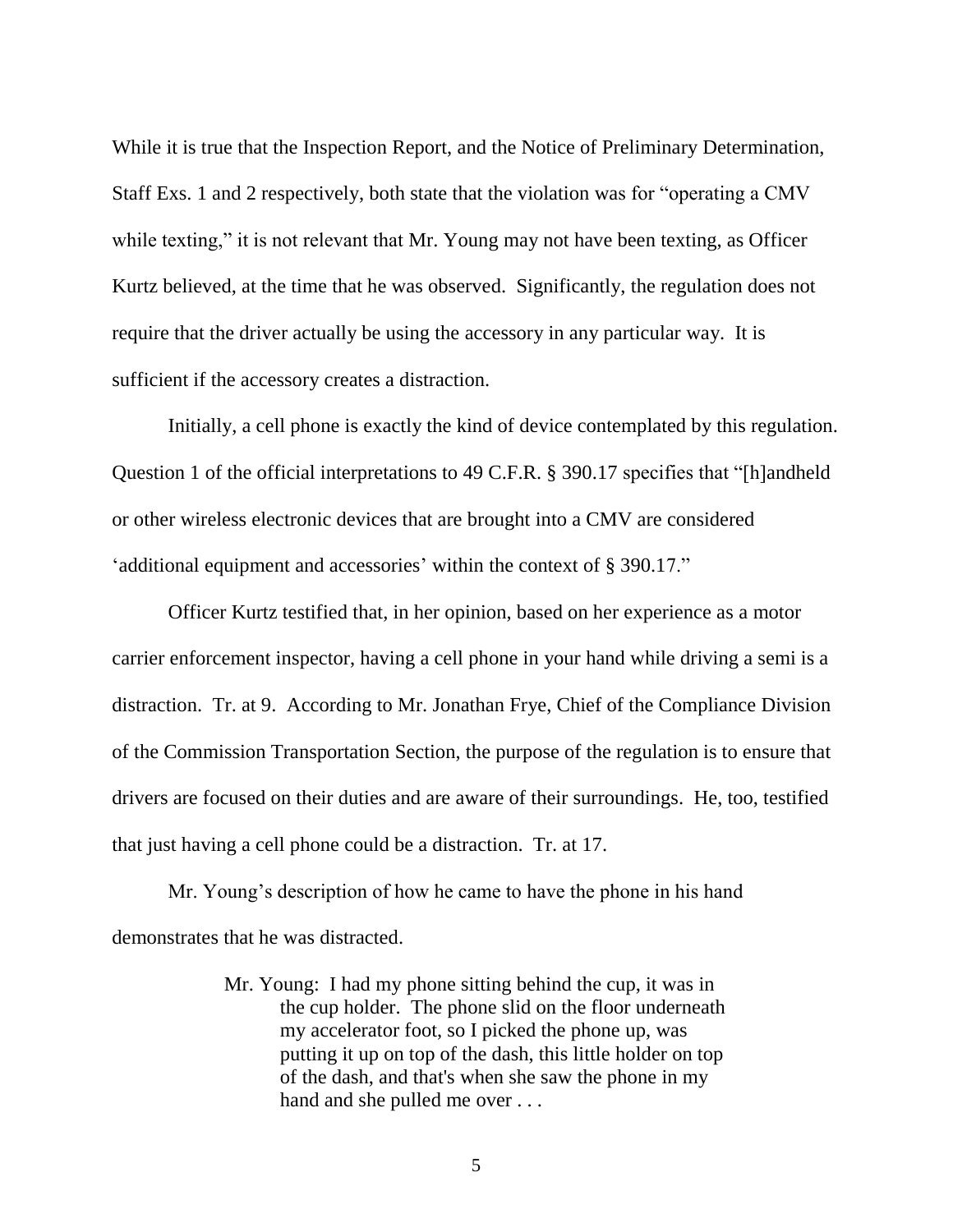While it is true that the Inspection Report, and the Notice of Preliminary Determination, Staff Exs. 1 and 2 respectively, both state that the violation was for "operating a CMV while texting," it is not relevant that Mr. Young may not have been texting, as Officer Kurtz believed, at the time that he was observed. Significantly, the regulation does not require that the driver actually be using the accessory in any particular way. It is sufficient if the accessory creates a distraction.

Initially, a cell phone is exactly the kind of device contemplated by this regulation. Question 1 of the official interpretations to 49 C.F.R. § 390.17 specifies that "[h]andheld or other wireless electronic devices that are brought into a CMV are considered 'additional equipment and accessories' within the context of § 390.17."

Officer Kurtz testified that, in her opinion, based on her experience as a motor carrier enforcement inspector, having a cell phone in your hand while driving a semi is a distraction. Tr. at 9. According to Mr. Jonathan Frye, Chief of the Compliance Division of the Commission Transportation Section, the purpose of the regulation is to ensure that drivers are focused on their duties and are aware of their surroundings. He, too, testified that just having a cell phone could be a distraction. Tr. at 17.

Mr. Young's description of how he came to have the phone in his hand demonstrates that he was distracted.

> Mr. Young: I had my phone sitting behind the cup, it was in the cup holder. The phone slid on the floor underneath my accelerator foot, so I picked the phone up, was putting it up on top of the dash, this little holder on top of the dash, and that's when she saw the phone in my hand and she pulled me over . . .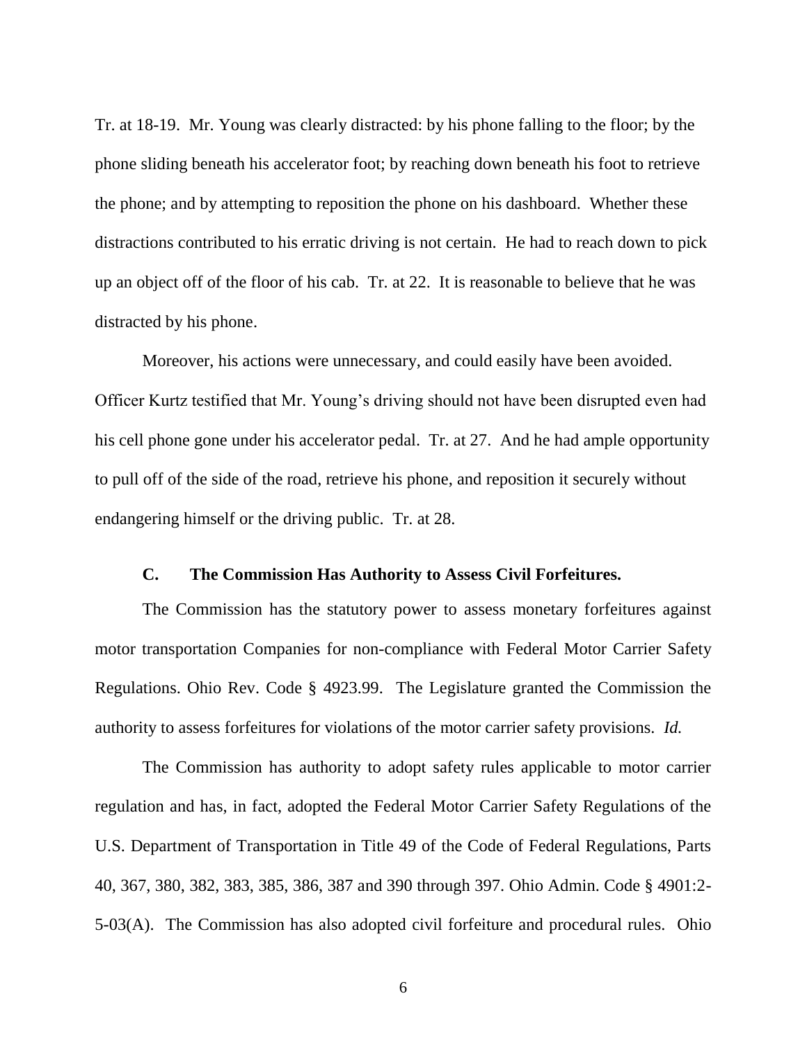Tr. at 18-19. Mr. Young was clearly distracted: by his phone falling to the floor; by the phone sliding beneath his accelerator foot; by reaching down beneath his foot to retrieve the phone; and by attempting to reposition the phone on his dashboard. Whether these distractions contributed to his erratic driving is not certain. He had to reach down to pick up an object off of the floor of his cab. Tr. at 22. It is reasonable to believe that he was distracted by his phone.

Moreover, his actions were unnecessary, and could easily have been avoided. Officer Kurtz testified that Mr. Young's driving should not have been disrupted even had his cell phone gone under his accelerator pedal. Tr. at 27. And he had ample opportunity to pull off of the side of the road, retrieve his phone, and reposition it securely without endangering himself or the driving public. Tr. at 28.

### C. The Commission Has Authority to Assess Civil Forfeitures.

The Commission has the statutory power to assess monetary forfeitures against motor transportation Companies for non-compliance with Federal Motor Carrier Safety Regulations. Ohio Rev. Code § 4923.99. The Legislature granted the Commission the authority to assess forfeitures for violations of the motor carrier safety provisions. *Id.*

The Commission has authority to adopt safety rules applicable to motor carrier regulation and has, in fact, adopted the Federal Motor Carrier Safety Regulations of the U.S. Department of Transportation in Title 49 of the Code of Federal Regulations, Parts 40, 367, 380, 382, 383, 385, 386, 387 and 390 through 397. Ohio Admin. Code § 4901:2-5-03(A). The Commission has also adopted civil forfeiture and procedural rules. Ohio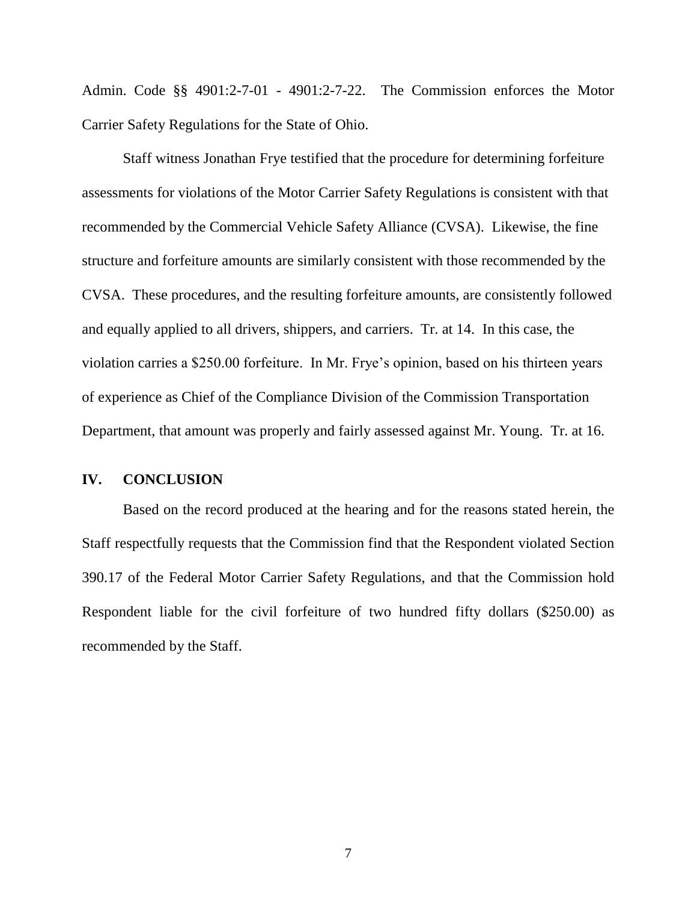Admin. Code §§ 4901:2-7-01 - 4901:2-7-22. The Commission enforces the Motor Carrier Safety Regulations for the State of Ohio.

Staff witness Jonathan Frye testified that the procedure for determining forfeiture assessments for violations of the Motor Carrier Safety Regulations is consistent with that recommended by the Commercial Vehicle Safety Alliance (CVSA). Likewise, the fine structure and forfeiture amounts are similarly consistent with those recommended by the CVSA. These procedures, and the resulting forfeiture amounts, are consistently followed and equally applied to all drivers, shippers, and carriers. Tr. at 14. In this case, the violation carries a $250.00 forfeiture. In Mr. Frye's opinion, based on his thirteen years of experience as Chief of the Compliance Division of the Commission Transportation Department, that amount was properly and fairly assessed against Mr. Young. Tr. at 16.

## IV. CONCLUSION

Based on the record produced at the hearing and for the reasons stated herein, the Staff respectfully requests that the Commission find that the Respondent violated Section 390.17 of the Federal Motor Carrier Safety Regulations, and that the Commission hold Respondent liable for the civil forfeiture of two hundred fifty dollars ($250.00) as recommended by the Staff.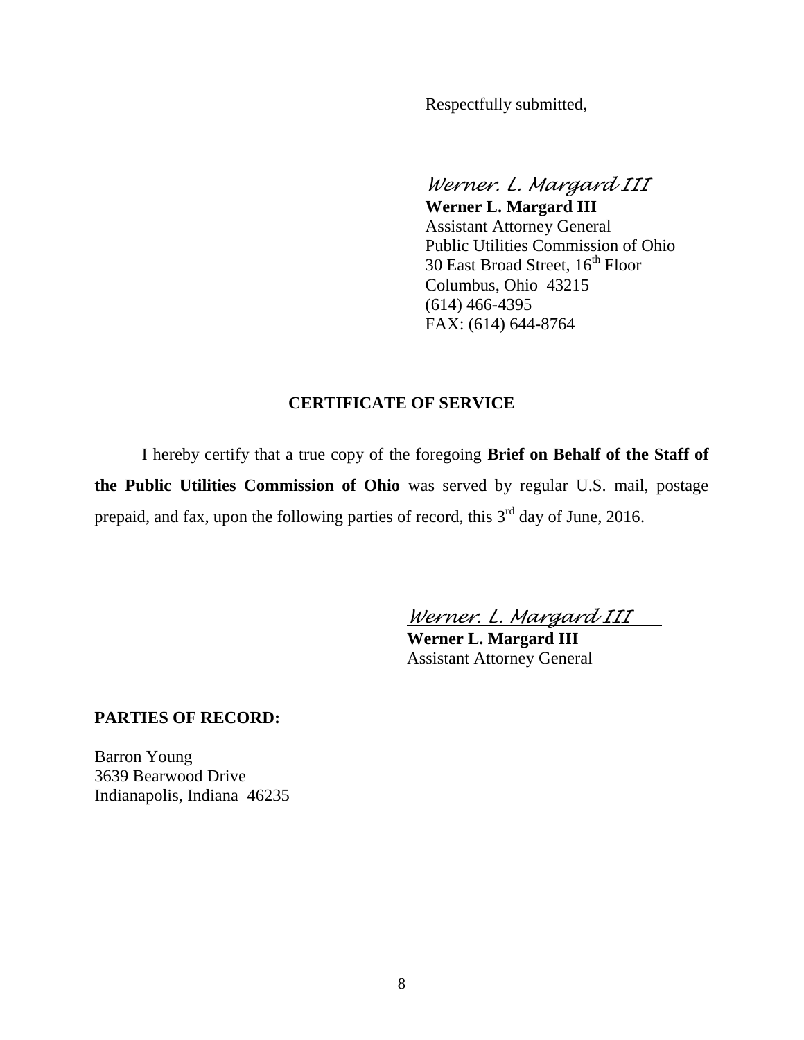Respectfully submitted,

*Werner. L. Margard III*

**Werner L. Margard III**
Assistant Attorney General
Public Utilities Commission of Ohio
30 East Broad Street, 16th Floor
Columbus, Ohio 43215
(614) 466-4395
FAX: (614) 644-8764

## CERTIFICATE OF SERVICE

I hereby certify that a true copy of the foregoing **Brief on Behalf of the Staff of the Public Utilities Commission of Ohio** was served by regular U.S. mail, postage prepaid, and fax, upon the following parties of record, this 3rd day of June, 2016.

*Werner. L. Margard III*

**Werner L. Margard III**
Assistant Attorney General

**PARTIES OF RECORD:**

Barron Young
3639 Bearwood Drive
Indianapolis, Indiana 46235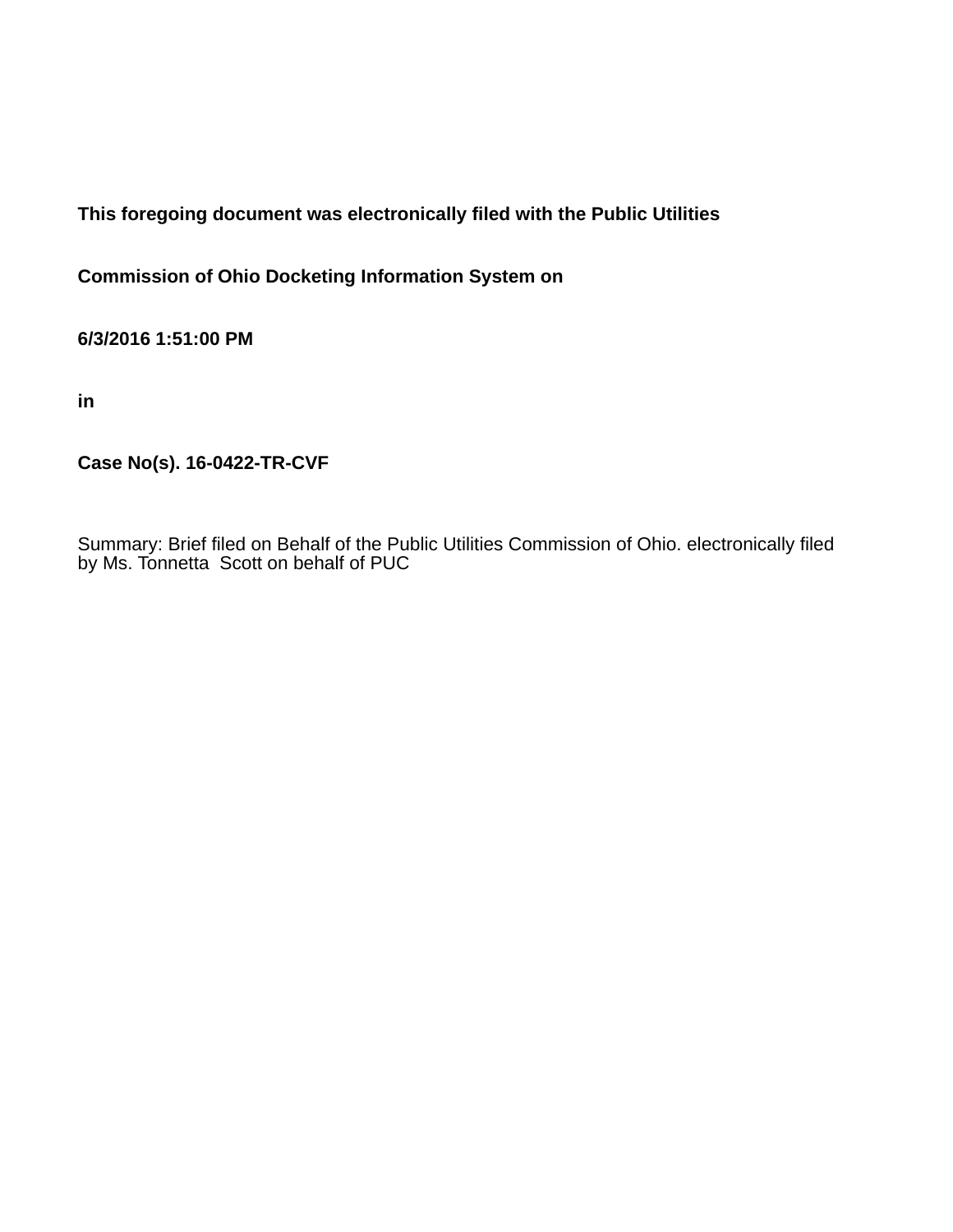**This foregoing document was electronically filed with the Public Utilities**

**Commission of Ohio Docketing Information System on**

**6/3/2016 1:51:00 PM**

**in**

**Case No(s). 16-0422-TR-CVF**

Summary: Brief filed on Behalf of the Public Utilities Commission of Ohio. electronically filed by Ms. Tonnetta  Scott on behalf of PUC